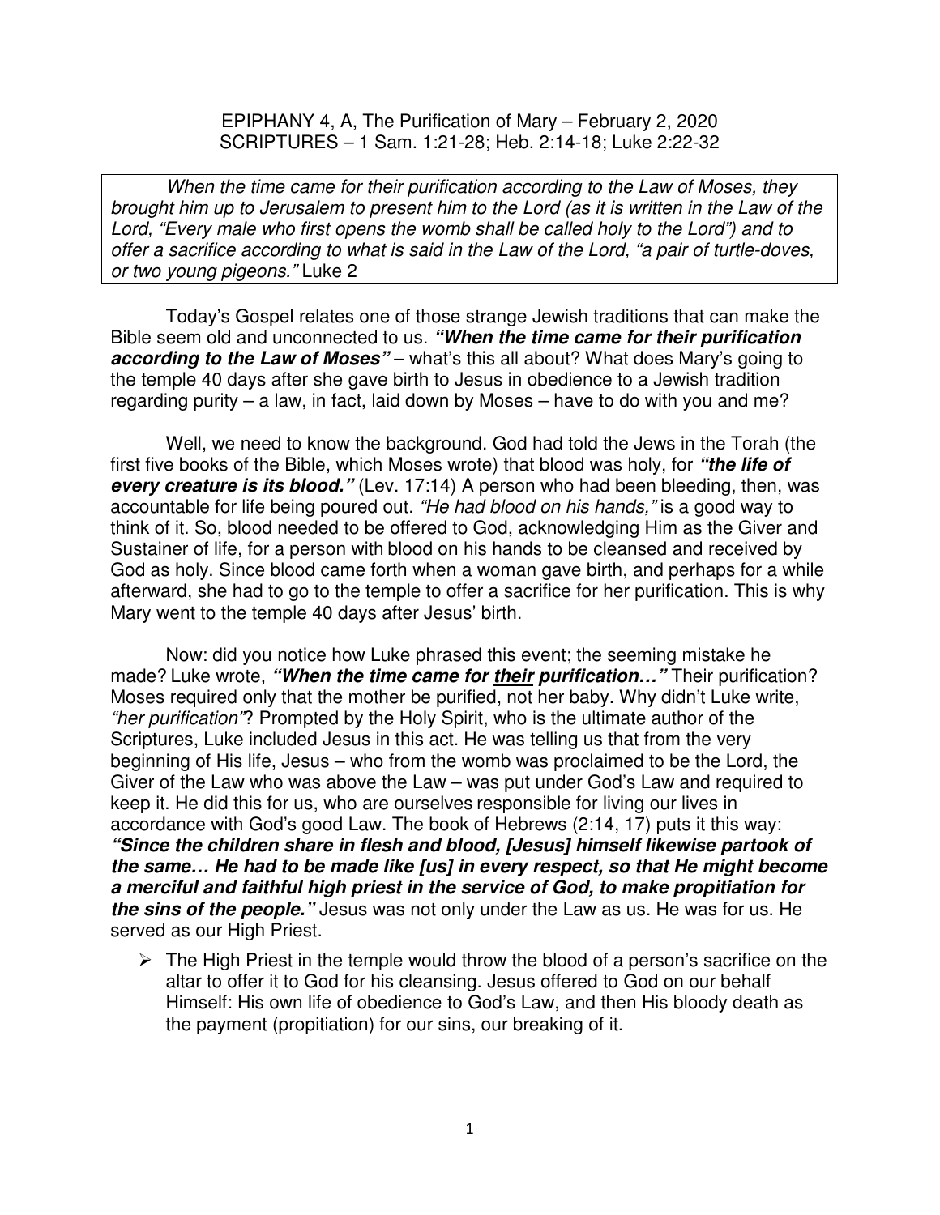EPIPHANY 4, A, The Purification of Mary – February 2, 2020
SCRIPTURES – 1 Sam. 1:21-28; Heb. 2:14-18; Luke 2:22-32

> *When the time came for their purification according to the Law of Moses, they brought him up to Jerusalem to present him to the Lord (as it is written in the Law of the Lord, "Every male who first opens the womb shall be called holy to the Lord") and to offer a sacrifice according to what is said in the Law of the Lord, "a pair of turtle-doves, or two young pigeons."* Luke 2

Today's Gospel relates one of those strange Jewish traditions that can make the Bible seem old and unconnected to us. ***"When the time came for their purification according to the Law of Moses"*** – what's this all about? What does Mary's going to the temple 40 days after she gave birth to Jesus in obedience to a Jewish tradition regarding purity – a law, in fact, laid down by Moses – have to do with you and me?

Well, we need to know the background. God had told the Jews in the Torah (the first five books of the Bible, which Moses wrote) that blood was holy, for ***"the life of every creature is its blood."*** (Lev. 17:14) A person who had been bleeding, then, was accountable for life being poured out. *"He had blood on his hands,"* is a good way to think of it. So, blood needed to be offered to God, acknowledging Him as the Giver and Sustainer of life, for a person with blood on his hands to be cleansed and received by God as holy. Since blood came forth when a woman gave birth, and perhaps for a while afterward, she had to go to the temple to offer a sacrifice for her purification. This is why Mary went to the temple 40 days after Jesus' birth.

Now: did you notice how Luke phrased this event; the seeming mistake he made? Luke wrote, ***"When the time came for <u>their</u> purification…"*** Their purification? Moses required only that the mother be purified, not her baby. Why didn't Luke write, *"her purification"*? Prompted by the Holy Spirit, who is the ultimate author of the Scriptures, Luke included Jesus in this act. He was telling us that from the very beginning of His life, Jesus – who from the womb was proclaimed to be the Lord, the Giver of the Law who was above the Law – was put under God's Law and required to keep it. He did this for us, who are ourselves responsible for living our lives in accordance with God's good Law. The book of Hebrews (2:14, 17) puts it this way: ***"Since the children share in flesh and blood, [Jesus] himself likewise partook of the same… He had to be made like [us] in every respect, so that He might become a merciful and faithful high priest in the service of God, to make propitiation for the sins of the people."*** Jesus was not only under the Law as us. He was for us. He served as our High Priest.

- The High Priest in the temple would throw the blood of a person's sacrifice on the altar to offer it to God for his cleansing. Jesus offered to God on our behalf Himself: His own life of obedience to God's Law, and then His bloody death as the payment (propitiation) for our sins, our breaking of it.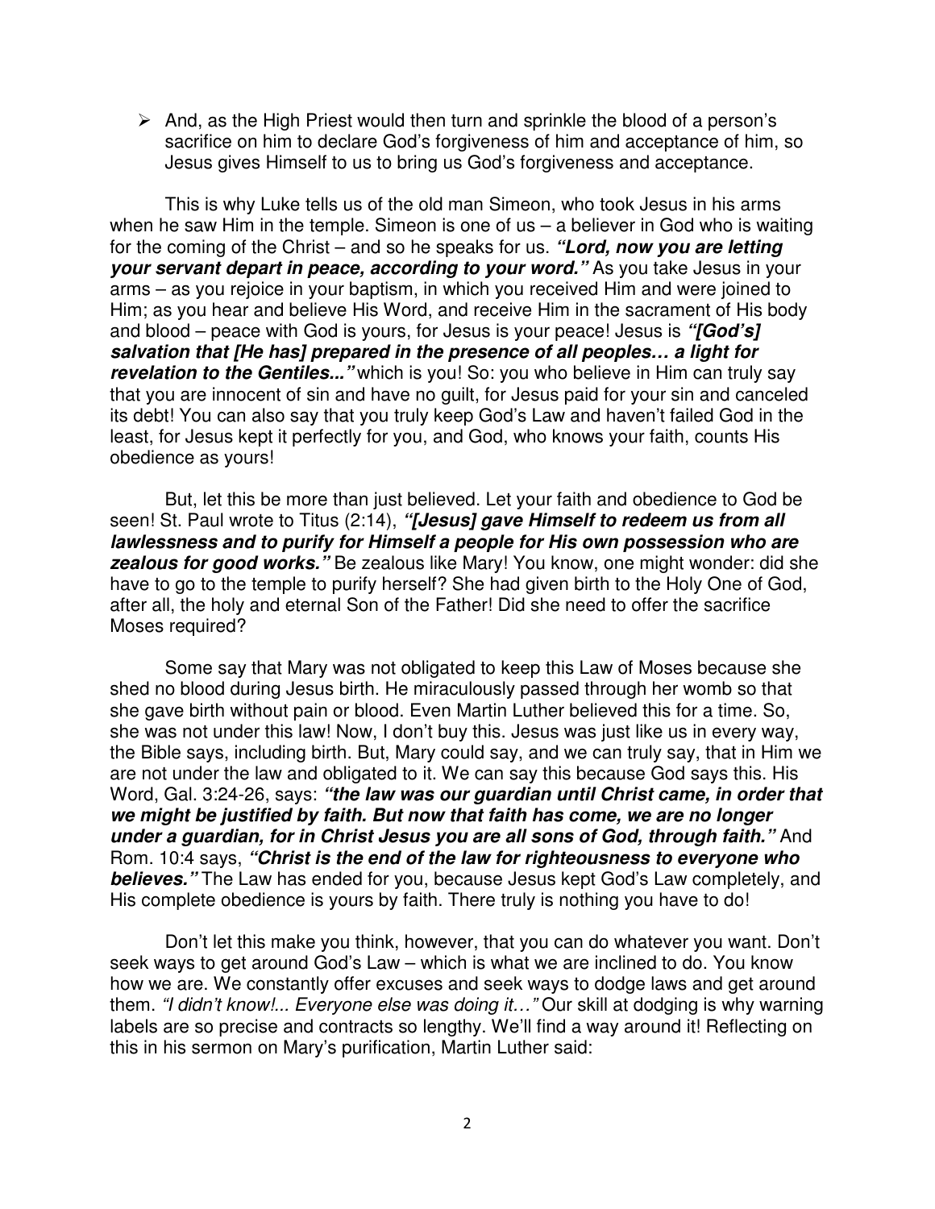- And, as the High Priest would then turn and sprinkle the blood of a person's sacrifice on him to declare God's forgiveness of him and acceptance of him, so Jesus gives Himself to us to bring us God's forgiveness and acceptance.

This is why Luke tells us of the old man Simeon, who took Jesus in his arms when he saw Him in the temple. Simeon is one of us – a believer in God who is waiting for the coming of the Christ – and so he speaks for us. ***"Lord, now you are letting your servant depart in peace, according to your word."*** As you take Jesus in your arms – as you rejoice in your baptism, in which you received Him and were joined to Him; as you hear and believe His Word, and receive Him in the sacrament of His body and blood – peace with God is yours, for Jesus is your peace! Jesus is ***"[God's] salvation that [He has] prepared in the presence of all peoples… a light for revelation to the Gentiles..."*** which is you! So: you who believe in Him can truly say that you are innocent of sin and have no guilt, for Jesus paid for your sin and canceled its debt! You can also say that you truly keep God's Law and haven't failed God in the least, for Jesus kept it perfectly for you, and God, who knows your faith, counts His obedience as yours!

But, let this be more than just believed. Let your faith and obedience to God be seen! St. Paul wrote to Titus (2:14), ***"[Jesus] gave Himself to redeem us from all lawlessness and to purify for Himself a people for His own possession who are zealous for good works."*** Be zealous like Mary! You know, one might wonder: did she have to go to the temple to purify herself? She had given birth to the Holy One of God, after all, the holy and eternal Son of the Father! Did she need to offer the sacrifice Moses required?

Some say that Mary was not obligated to keep this Law of Moses because she shed no blood during Jesus birth. He miraculously passed through her womb so that she gave birth without pain or blood. Even Martin Luther believed this for a time. So, she was not under this law! Now, I don't buy this. Jesus was just like us in every way, the Bible says, including birth. But, Mary could say, and we can truly say, that in Him we are not under the law and obligated to it. We can say this because God says this. His Word, Gal. 3:24-26, says: ***"the law was our guardian until Christ came, in order that we might be justified by faith. But now that faith has come, we are no longer under a guardian, for in Christ Jesus you are all sons of God, through faith."*** And Rom. 10:4 says, ***"Christ is the end of the law for righteousness to everyone who believes."*** The Law has ended for you, because Jesus kept God's Law completely, and His complete obedience is yours by faith. There truly is nothing you have to do!

Don't let this make you think, however, that you can do whatever you want. Don't seek ways to get around God's Law – which is what we are inclined to do. You know how we are. We constantly offer excuses and seek ways to dodge laws and get around them. *"I didn't know!... Everyone else was doing it…"* Our skill at dodging is why warning labels are so precise and contracts so lengthy. We'll find a way around it! Reflecting on this in his sermon on Mary's purification, Martin Luther said: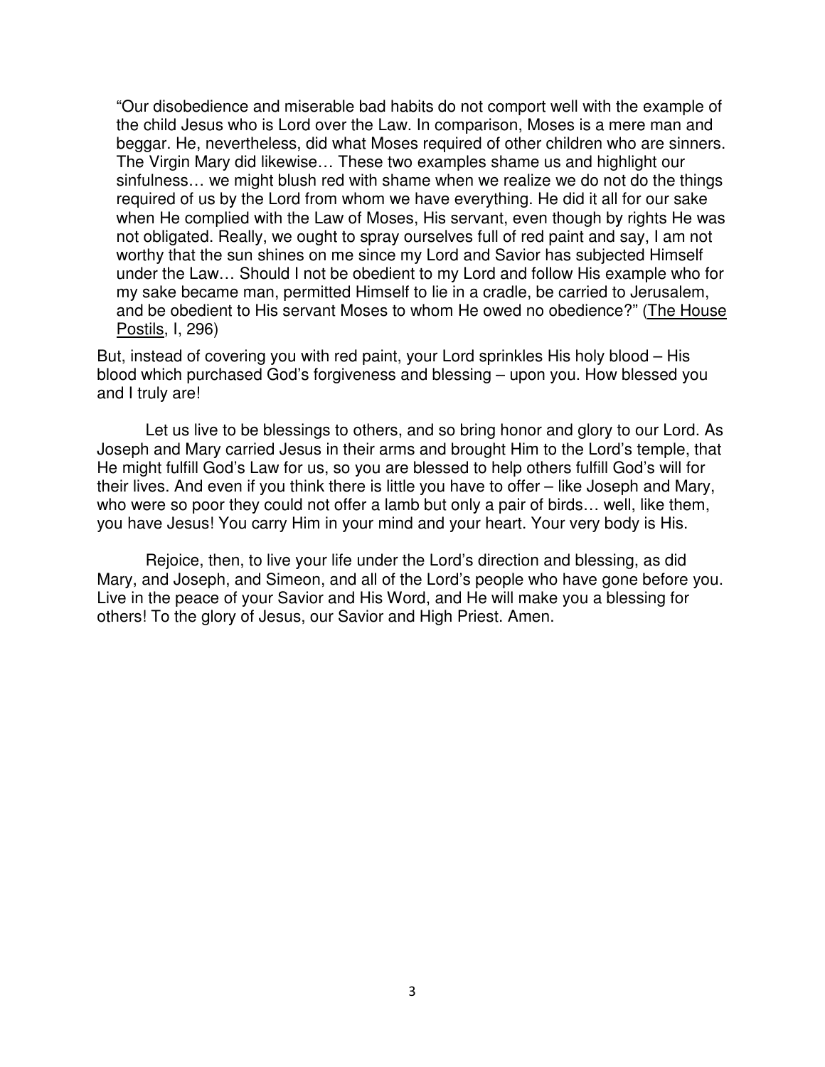> “Our disobedience and miserable bad habits do not comport well with the example of the child Jesus who is Lord over the Law. In comparison, Moses is a mere man and beggar. He, nevertheless, did what Moses required of other children who are sinners. The Virgin Mary did likewise… These two examples shame us and highlight our sinfulness… we might blush red with shame when we realize we do not do the things required of us by the Lord from whom we have everything. He did it all for our sake when He complied with the Law of Moses, His servant, even though by rights He was not obligated. Really, we ought to spray ourselves full of red paint and say, I am not worthy that the sun shines on me since my Lord and Savior has subjected Himself under the Law… Should I not be obedient to my Lord and follow His example who for my sake became man, permitted Himself to lie in a cradle, be carried to Jerusalem, and be obedient to His servant Moses to whom He owed no obedience?” (The House Postils, I, 296)

But, instead of covering you with red paint, your Lord sprinkles His holy blood – His blood which purchased God’s forgiveness and blessing – upon you. How blessed you and I truly are!

Let us live to be blessings to others, and so bring honor and glory to our Lord. As Joseph and Mary carried Jesus in their arms and brought Him to the Lord’s temple, that He might fulfill God’s Law for us, so you are blessed to help others fulfill God’s will for their lives. And even if you think there is little you have to offer – like Joseph and Mary, who were so poor they could not offer a lamb but only a pair of birds… well, like them, you have Jesus! You carry Him in your mind and your heart. Your very body is His.

Rejoice, then, to live your life under the Lord’s direction and blessing, as did Mary, and Joseph, and Simeon, and all of the Lord’s people who have gone before you. Live in the peace of your Savior and His Word, and He will make you a blessing for others! To the glory of Jesus, our Savior and High Priest. Amen.